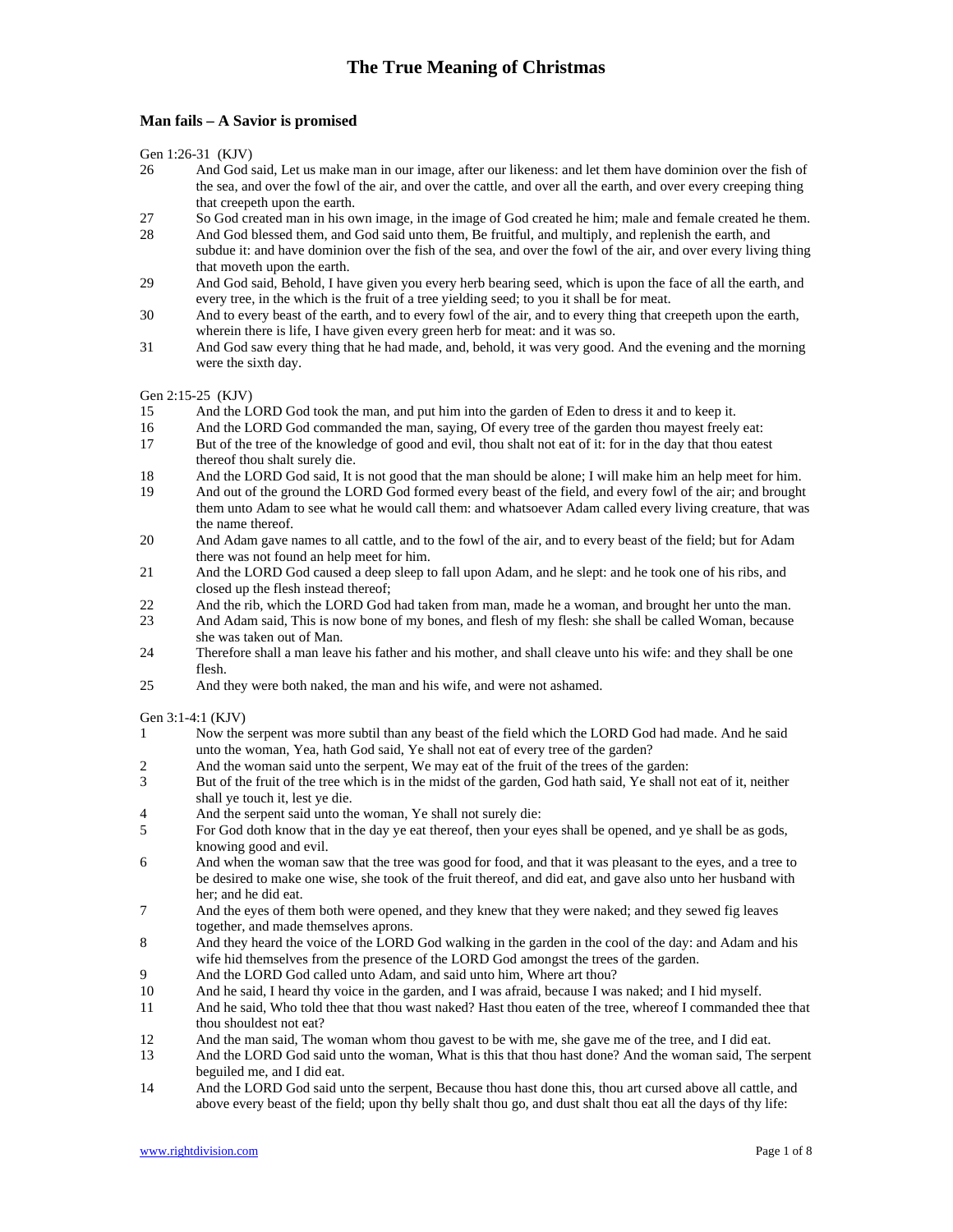# The True Meaning of Christmas

## Man fails – A Savior is promised

Gen 1:26-31 (KJV)

26 And God said, Let us make man in our image, after our likeness: and let them have dominion over the fish of the sea, and over the fowl of the air, and over the cattle, and over all the earth, and over every creeping thing that creepeth upon the earth.

27 So God created man in his own image, in the image of God created he him; male and female created he them.

28 And God blessed them, and God said unto them, Be fruitful, and multiply, and replenish the earth, and subdue it: and have dominion over the fish of the sea, and over the fowl of the air, and over every living thing that moveth upon the earth.

29 And God said, Behold, I have given you every herb bearing seed, which is upon the face of all the earth, and every tree, in the which is the fruit of a tree yielding seed; to you it shall be for meat.

30 And to every beast of the earth, and to every fowl of the air, and to every thing that creepeth upon the earth, wherein there is life, I have given every green herb for meat: and it was so.

31 And God saw every thing that he had made, and, behold, it was very good. And the evening and the morning were the sixth day.

Gen 2:15-25 (KJV)

15 And the LORD God took the man, and put him into the garden of Eden to dress it and to keep it.

16 And the LORD God commanded the man, saying, Of every tree of the garden thou mayest freely eat:

17 But of the tree of the knowledge of good and evil, thou shalt not eat of it: for in the day that thou eatest thereof thou shalt surely die.

18 And the LORD God said, It is not good that the man should be alone; I will make him an help meet for him.

19 And out of the ground the LORD God formed every beast of the field, and every fowl of the air; and brought them unto Adam to see what he would call them: and whatsoever Adam called every living creature, that was the name thereof.

20 And Adam gave names to all cattle, and to the fowl of the air, and to every beast of the field; but for Adam there was not found an help meet for him.

21 And the LORD God caused a deep sleep to fall upon Adam, and he slept: and he took one of his ribs, and closed up the flesh instead thereof;

22 And the rib, which the LORD God had taken from man, made he a woman, and brought her unto the man.

23 And Adam said, This is now bone of my bones, and flesh of my flesh: she shall be called Woman, because she was taken out of Man.

24 Therefore shall a man leave his father and his mother, and shall cleave unto his wife: and they shall be one flesh.

25 And they were both naked, the man and his wife, and were not ashamed.

Gen 3:1-4:1 (KJV)

1 Now the serpent was more subtil than any beast of the field which the LORD God had made. And he said unto the woman, Yea, hath God said, Ye shall not eat of every tree of the garden?

2 And the woman said unto the serpent, We may eat of the fruit of the trees of the garden:

3 But of the fruit of the tree which is in the midst of the garden, God hath said, Ye shall not eat of it, neither shall ye touch it, lest ye die.

4 And the serpent said unto the woman, Ye shall not surely die:

5 For God doth know that in the day ye eat thereof, then your eyes shall be opened, and ye shall be as gods, knowing good and evil.

6 And when the woman saw that the tree was good for food, and that it was pleasant to the eyes, and a tree to be desired to make one wise, she took of the fruit thereof, and did eat, and gave also unto her husband with her; and he did eat.

7 And the eyes of them both were opened, and they knew that they were naked; and they sewed fig leaves together, and made themselves aprons.

8 And they heard the voice of the LORD God walking in the garden in the cool of the day: and Adam and his wife hid themselves from the presence of the LORD God amongst the trees of the garden.

9 And the LORD God called unto Adam, and said unto him, Where art thou?

10 And he said, I heard thy voice in the garden, and I was afraid, because I was naked; and I hid myself.

11 And he said, Who told thee that thou wast naked? Hast thou eaten of the tree, whereof I commanded thee that thou shouldest not eat?

12 And the man said, The woman whom thou gavest to be with me, she gave me of the tree, and I did eat.

13 And the LORD God said unto the woman, What is this that thou hast done? And the woman said, The serpent beguiled me, and I did eat.

14 And the LORD God said unto the serpent, Because thou hast done this, thou art cursed above all cattle, and above every beast of the field; upon thy belly shalt thou go, and dust shalt thou eat all the days of thy life: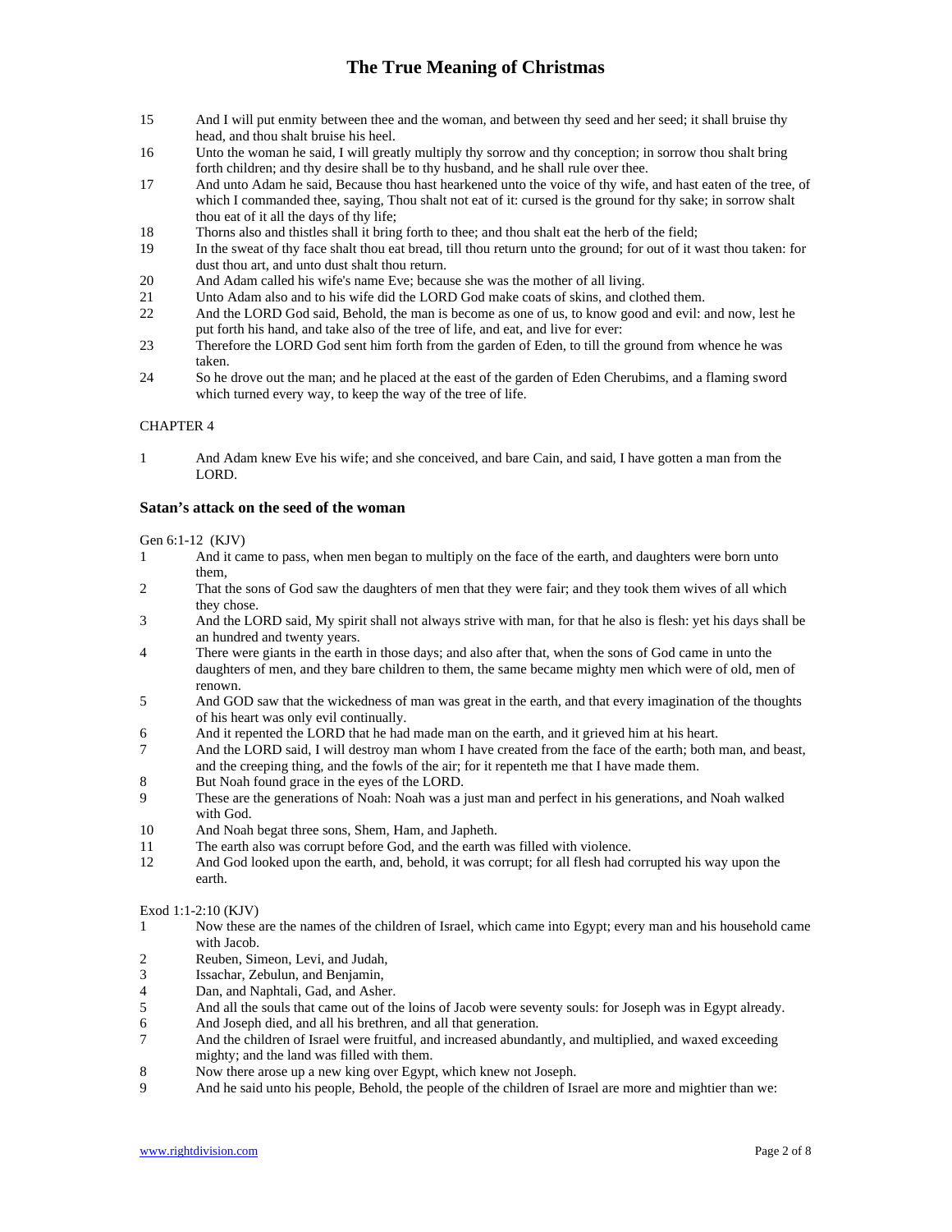15 And I will put enmity between thee and the woman, and between thy seed and her seed; it shall bruise thy head, and thou shalt bruise his heel.
16 Unto the woman he said, I will greatly multiply thy sorrow and thy conception; in sorrow thou shalt bring forth children; and thy desire shall be to thy husband, and he shall rule over thee.
17 And unto Adam he said, Because thou hast hearkened unto the voice of thy wife, and hast eaten of the tree, of which I commanded thee, saying, Thou shalt not eat of it: cursed is the ground for thy sake; in sorrow shalt thou eat of it all the days of thy life;
18 Thorns also and thistles shall it bring forth to thee; and thou shalt eat the herb of the field;
19 In the sweat of thy face shalt thou eat bread, till thou return unto the ground; for out of it wast thou taken: for dust thou art, and unto dust shalt thou return.
20 And Adam called his wife's name Eve; because she was the mother of all living.
21 Unto Adam also and to his wife did the LORD God make coats of skins, and clothed them.
22 And the LORD God said, Behold, the man is become as one of us, to know good and evil: and now, lest he put forth his hand, and take also of the tree of life, and eat, and live for ever:
23 Therefore the LORD God sent him forth from the garden of Eden, to till the ground from whence he was taken.
24 So he drove out the man; and he placed at the east of the garden of Eden Cherubims, and a flaming sword which turned every way, to keep the way of the tree of life.

CHAPTER 4

1 And Adam knew Eve his wife; and she conceived, and bare Cain, and said, I have gotten a man from the LORD.

### Satan's attack on the seed of the woman

Gen 6:1-12 (KJV)

1 And it came to pass, when men began to multiply on the face of the earth, and daughters were born unto them,
2 That the sons of God saw the daughters of men that they were fair; and they took them wives of all which they chose.
3 And the LORD said, My spirit shall not always strive with man, for that he also is flesh: yet his days shall be an hundred and twenty years.
4 There were giants in the earth in those days; and also after that, when the sons of God came in unto the daughters of men, and they bare children to them, the same became mighty men which were of old, men of renown.
5 And GOD saw that the wickedness of man was great in the earth, and that every imagination of the thoughts of his heart was only evil continually.
6 And it repented the LORD that he had made man on the earth, and it grieved him at his heart.
7 And the LORD said, I will destroy man whom I have created from the face of the earth; both man, and beast, and the creeping thing, and the fowls of the air; for it repenteth me that I have made them.
8 But Noah found grace in the eyes of the LORD.
9 These are the generations of Noah: Noah was a just man and perfect in his generations, and Noah walked with God.
10 And Noah begat three sons, Shem, Ham, and Japheth.
11 The earth also was corrupt before God, and the earth was filled with violence.
12 And God looked upon the earth, and, behold, it was corrupt; for all flesh had corrupted his way upon the earth.

Exod 1:1-2:10 (KJV)

1 Now these are the names of the children of Israel, which came into Egypt; every man and his household came with Jacob.
2 Reuben, Simeon, Levi, and Judah,
3 Issachar, Zebulun, and Benjamin,
4 Dan, and Naphtali, Gad, and Asher.
5 And all the souls that came out of the loins of Jacob were seventy souls: for Joseph was in Egypt already.
6 And Joseph died, and all his brethren, and all that generation.
7 And the children of Israel were fruitful, and increased abundantly, and multiplied, and waxed exceeding mighty; and the land was filled with them.
8 Now there arose up a new king over Egypt, which knew not Joseph.
9 And he said unto his people, Behold, the people of the children of Israel are more and mightier than we: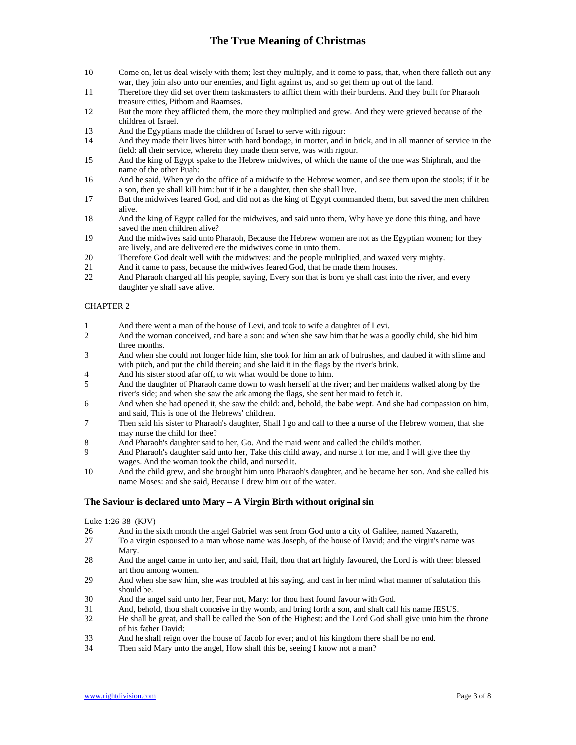10 Come on, let us deal wisely with them; lest they multiply, and it come to pass, that, when there falleth out any war, they join also unto our enemies, and fight against us, and so get them up out of the land.

11 Therefore they did set over them taskmasters to afflict them with their burdens. And they built for Pharaoh treasure cities, Pithom and Raamses.

12 But the more they afflicted them, the more they multiplied and grew. And they were grieved because of the children of Israel.

13 And the Egyptians made the children of Israel to serve with rigour:

14 And they made their lives bitter with hard bondage, in morter, and in brick, and in all manner of service in the field: all their service, wherein they made them serve, was with rigour.

15 And the king of Egypt spake to the Hebrew midwives, of which the name of the one was Shiphrah, and the name of the other Puah:

16 And he said, When ye do the office of a midwife to the Hebrew women, and see them upon the stools; if it be a son, then ye shall kill him: but if it be a daughter, then she shall live.

17 But the midwives feared God, and did not as the king of Egypt commanded them, but saved the men children alive.

18 And the king of Egypt called for the midwives, and said unto them, Why have ye done this thing, and have saved the men children alive?

19 And the midwives said unto Pharaoh, Because the Hebrew women are not as the Egyptian women; for they are lively, and are delivered ere the midwives come in unto them.

20 Therefore God dealt well with the midwives: and the people multiplied, and waxed very mighty.

21 And it came to pass, because the midwives feared God, that he made them houses.

22 And Pharaoh charged all his people, saying, Every son that is born ye shall cast into the river, and every daughter ye shall save alive.

CHAPTER 2

1 And there went a man of the house of Levi, and took to wife a daughter of Levi.

2 And the woman conceived, and bare a son: and when she saw him that he was a goodly child, she hid him three months.

3 And when she could not longer hide him, she took for him an ark of bulrushes, and daubed it with slime and with pitch, and put the child therein; and she laid it in the flags by the river's brink.

4 And his sister stood afar off, to wit what would be done to him.

5 And the daughter of Pharaoh came down to wash herself at the river; and her maidens walked along by the river's side; and when she saw the ark among the flags, she sent her maid to fetch it.

6 And when she had opened it, she saw the child: and, behold, the babe wept. And she had compassion on him, and said, This is one of the Hebrews' children.

7 Then said his sister to Pharaoh's daughter, Shall I go and call to thee a nurse of the Hebrew women, that she may nurse the child for thee?

8 And Pharaoh's daughter said to her, Go. And the maid went and called the child's mother.

9 And Pharaoh's daughter said unto her, Take this child away, and nurse it for me, and I will give thee thy wages. And the woman took the child, and nursed it.

10 And the child grew, and she brought him unto Pharaoh's daughter, and he became her son. And she called his name Moses: and she said, Because I drew him out of the water.

### The Saviour is declared unto Mary – A Virgin Birth without original sin

Luke 1:26-38 (KJV)

26 And in the sixth month the angel Gabriel was sent from God unto a city of Galilee, named Nazareth,

27 To a virgin espoused to a man whose name was Joseph, of the house of David; and the virgin's name was Mary.

28 And the angel came in unto her, and said, Hail, thou that art highly favoured, the Lord is with thee: blessed art thou among women.

29 And when she saw him, she was troubled at his saying, and cast in her mind what manner of salutation this should be.

30 And the angel said unto her, Fear not, Mary: for thou hast found favour with God.

31 And, behold, thou shalt conceive in thy womb, and bring forth a son, and shalt call his name JESUS.

32 He shall be great, and shall be called the Son of the Highest: and the Lord God shall give unto him the throne of his father David:

33 And he shall reign over the house of Jacob for ever; and of his kingdom there shall be no end.

34 Then said Mary unto the angel, How shall this be, seeing I know not a man?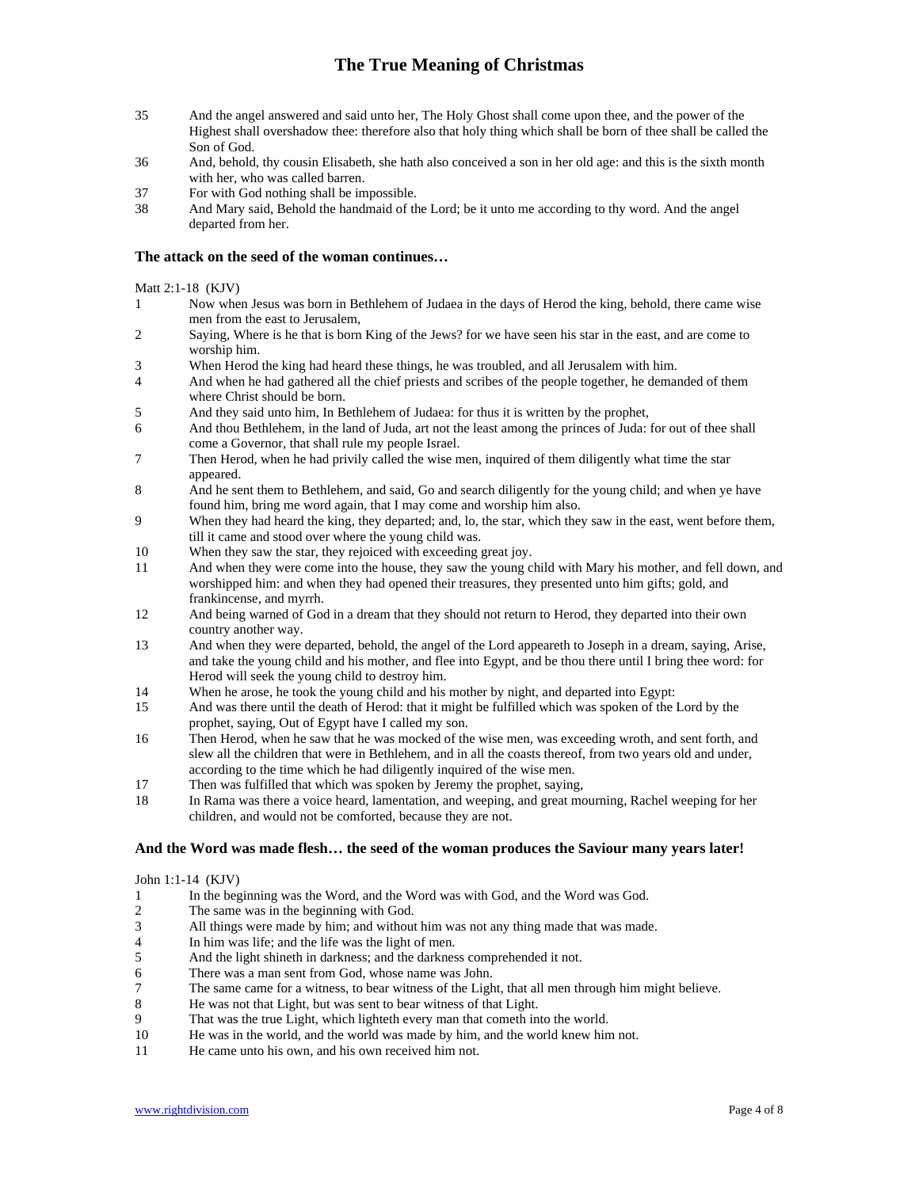35 And the angel answered and said unto her, The Holy Ghost shall come upon thee, and the power of the Highest shall overshadow thee: therefore also that holy thing which shall be born of thee shall be called the Son of God.
36 And, behold, thy cousin Elisabeth, she hath also conceived a son in her old age: and this is the sixth month with her, who was called barren.
37 For with God nothing shall be impossible.
38 And Mary said, Behold the handmaid of the Lord; be it unto me according to thy word. And the angel departed from her.

### The attack on the seed of the woman continues…

Matt 2:1-18 (KJV)

1 Now when Jesus was born in Bethlehem of Judaea in the days of Herod the king, behold, there came wise men from the east to Jerusalem,
2 Saying, Where is he that is born King of the Jews? for we have seen his star in the east, and are come to worship him.
3 When Herod the king had heard these things, he was troubled, and all Jerusalem with him.
4 And when he had gathered all the chief priests and scribes of the people together, he demanded of them where Christ should be born.
5 And they said unto him, In Bethlehem of Judaea: for thus it is written by the prophet,
6 And thou Bethlehem, in the land of Juda, art not the least among the princes of Juda: for out of thee shall come a Governor, that shall rule my people Israel.
7 Then Herod, when he had privily called the wise men, inquired of them diligently what time the star appeared.
8 And he sent them to Bethlehem, and said, Go and search diligently for the young child; and when ye have found him, bring me word again, that I may come and worship him also.
9 When they had heard the king, they departed; and, lo, the star, which they saw in the east, went before them, till it came and stood over where the young child was.
10 When they saw the star, they rejoiced with exceeding great joy.
11 And when they were come into the house, they saw the young child with Mary his mother, and fell down, and worshipped him: and when they had opened their treasures, they presented unto him gifts; gold, and frankincense, and myrrh.
12 And being warned of God in a dream that they should not return to Herod, they departed into their own country another way.
13 And when they were departed, behold, the angel of the Lord appeareth to Joseph in a dream, saying, Arise, and take the young child and his mother, and flee into Egypt, and be thou there until I bring thee word: for Herod will seek the young child to destroy him.
14 When he arose, he took the young child and his mother by night, and departed into Egypt:
15 And was there until the death of Herod: that it might be fulfilled which was spoken of the Lord by the prophet, saying, Out of Egypt have I called my son.
16 Then Herod, when he saw that he was mocked of the wise men, was exceeding wroth, and sent forth, and slew all the children that were in Bethlehem, and in all the coasts thereof, from two years old and under, according to the time which he had diligently inquired of the wise men.
17 Then was fulfilled that which was spoken by Jeremy the prophet, saying,
18 In Rama was there a voice heard, lamentation, and weeping, and great mourning, Rachel weeping for her children, and would not be comforted, because they are not.

### And the Word was made flesh… the seed of the woman produces the Saviour many years later!

John 1:1-14 (KJV)

1 In the beginning was the Word, and the Word was with God, and the Word was God.
2 The same was in the beginning with God.
3 All things were made by him; and without him was not any thing made that was made.
4 In him was life; and the life was the light of men.
5 And the light shineth in darkness; and the darkness comprehended it not.
6 There was a man sent from God, whose name was John.
7 The same came for a witness, to bear witness of the Light, that all men through him might believe.
8 He was not that Light, but was sent to bear witness of that Light.
9 That was the true Light, which lighteth every man that cometh into the world.
10 He was in the world, and the world was made by him, and the world knew him not.
11 He came unto his own, and his own received him not.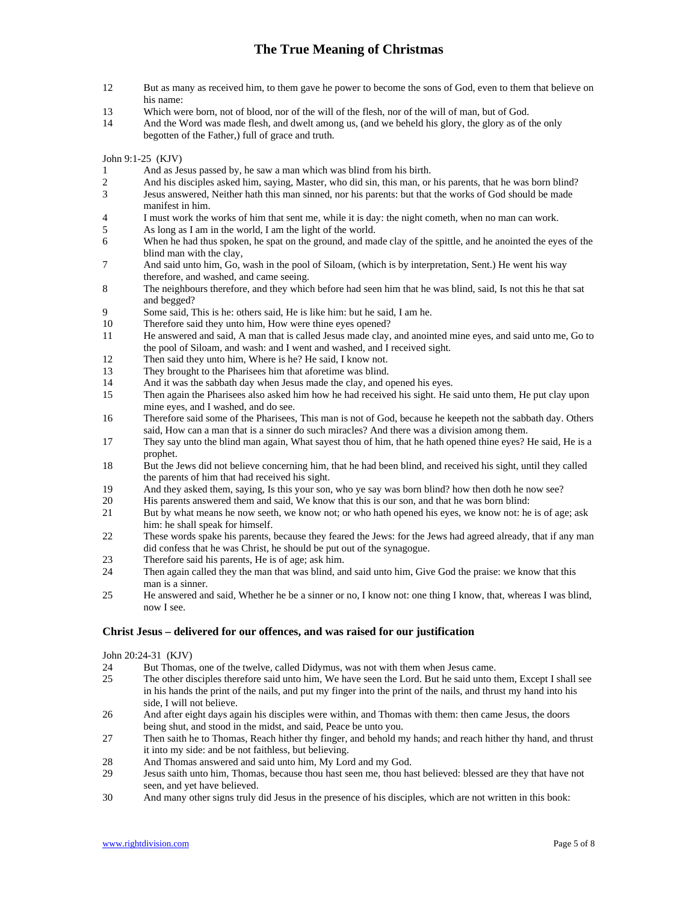12 But as many as received him, to them gave he power to become the sons of God, even to them that believe on his name:
13 Which were born, not of blood, nor of the will of the flesh, nor of the will of man, but of God.
14 And the Word was made flesh, and dwelt among us, (and we beheld his glory, the glory as of the only begotten of the Father,) full of grace and truth.

John 9:1-25 (KJV)

1 And as Jesus passed by, he saw a man which was blind from his birth.
2 And his disciples asked him, saying, Master, who did sin, this man, or his parents, that he was born blind?
3 Jesus answered, Neither hath this man sinned, nor his parents: but that the works of God should be made manifest in him.
4 I must work the works of him that sent me, while it is day: the night cometh, when no man can work.
5 As long as I am in the world, I am the light of the world.
6 When he had thus spoken, he spat on the ground, and made clay of the spittle, and he anointed the eyes of the blind man with the clay,
7 And said unto him, Go, wash in the pool of Siloam, (which is by interpretation, Sent.) He went his way therefore, and washed, and came seeing.
8 The neighbours therefore, and they which before had seen him that he was blind, said, Is not this he that sat and begged?
9 Some said, This is he: others said, He is like him: but he said, I am he.
10 Therefore said they unto him, How were thine eyes opened?
11 He answered and said, A man that is called Jesus made clay, and anointed mine eyes, and said unto me, Go to the pool of Siloam, and wash: and I went and washed, and I received sight.
12 Then said they unto him, Where is he? He said, I know not.
13 They brought to the Pharisees him that aforetime was blind.
14 And it was the sabbath day when Jesus made the clay, and opened his eyes.
15 Then again the Pharisees also asked him how he had received his sight. He said unto them, He put clay upon mine eyes, and I washed, and do see.
16 Therefore said some of the Pharisees, This man is not of God, because he keepeth not the sabbath day. Others said, How can a man that is a sinner do such miracles? And there was a division among them.
17 They say unto the blind man again, What sayest thou of him, that he hath opened thine eyes? He said, He is a prophet.
18 But the Jews did not believe concerning him, that he had been blind, and received his sight, until they called the parents of him that had received his sight.
19 And they asked them, saying, Is this your son, who ye say was born blind? how then doth he now see?
20 His parents answered them and said, We know that this is our son, and that he was born blind:
21 But by what means he now seeth, we know not; or who hath opened his eyes, we know not: he is of age; ask him: he shall speak for himself.
22 These words spake his parents, because they feared the Jews: for the Jews had agreed already, that if any man did confess that he was Christ, he should be put out of the synagogue.
23 Therefore said his parents, He is of age; ask him.
24 Then again called they the man that was blind, and said unto him, Give God the praise: we know that this man is a sinner.
25 He answered and said, Whether he be a sinner or no, I know not: one thing I know, that, whereas I was blind, now I see.

### Christ Jesus – delivered for our offences, and was raised for our justification

John 20:24-31 (KJV)

24 But Thomas, one of the twelve, called Didymus, was not with them when Jesus came.
25 The other disciples therefore said unto him, We have seen the Lord. But he said unto them, Except I shall see in his hands the print of the nails, and put my finger into the print of the nails, and thrust my hand into his side, I will not believe.
26 And after eight days again his disciples were within, and Thomas with them: then came Jesus, the doors being shut, and stood in the midst, and said, Peace be unto you.
27 Then saith he to Thomas, Reach hither thy finger, and behold my hands; and reach hither thy hand, and thrust it into my side: and be not faithless, but believing.
28 And Thomas answered and said unto him, My Lord and my God.
29 Jesus saith unto him, Thomas, because thou hast seen me, thou hast believed: blessed are they that have not seen, and yet have believed.
30 And many other signs truly did Jesus in the presence of his disciples, which are not written in this book: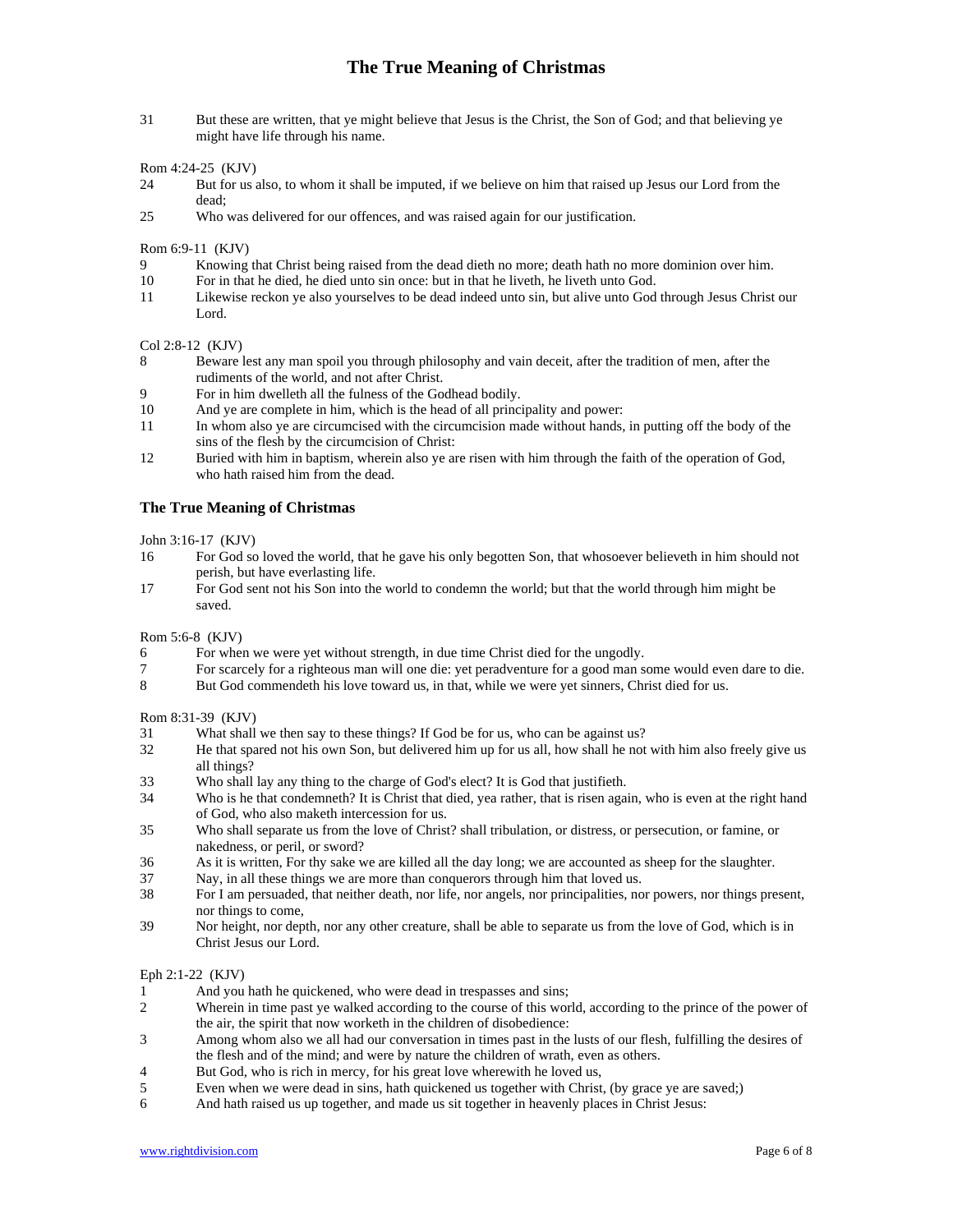31 But these are written, that ye might believe that Jesus is the Christ, the Son of God; and that believing ye might have life through his name.

Rom 4:24-25 (KJV)

24 But for us also, to whom it shall be imputed, if we believe on him that raised up Jesus our Lord from the dead;

25 Who was delivered for our offences, and was raised again for our justification.

Rom 6:9-11 (KJV)

9 Knowing that Christ being raised from the dead dieth no more; death hath no more dominion over him.

10 For in that he died, he died unto sin once: but in that he liveth, he liveth unto God.

11 Likewise reckon ye also yourselves to be dead indeed unto sin, but alive unto God through Jesus Christ our Lord.

Col 2:8-12 (KJV)

8 Beware lest any man spoil you through philosophy and vain deceit, after the tradition of men, after the rudiments of the world, and not after Christ.

9 For in him dwelleth all the fulness of the Godhead bodily.

10 And ye are complete in him, which is the head of all principality and power:

11 In whom also ye are circumcised with the circumcision made without hands, in putting off the body of the sins of the flesh by the circumcision of Christ:

12 Buried with him in baptism, wherein also ye are risen with him through the faith of the operation of God, who hath raised him from the dead.

### The True Meaning of Christmas

John 3:16-17 (KJV)

16 For God so loved the world, that he gave his only begotten Son, that whosoever believeth in him should not perish, but have everlasting life.

17 For God sent not his Son into the world to condemn the world; but that the world through him might be saved.

Rom 5:6-8 (KJV)

6 For when we were yet without strength, in due time Christ died for the ungodly.

7 For scarcely for a righteous man will one die: yet peradventure for a good man some would even dare to die.

8 But God commendeth his love toward us, in that, while we were yet sinners, Christ died for us.

Rom 8:31-39 (KJV)

31 What shall we then say to these things? If God be for us, who can be against us?

32 He that spared not his own Son, but delivered him up for us all, how shall he not with him also freely give us all things?

33 Who shall lay any thing to the charge of God's elect? It is God that justifieth.

34 Who is he that condemneth? It is Christ that died, yea rather, that is risen again, who is even at the right hand of God, who also maketh intercession for us.

35 Who shall separate us from the love of Christ? shall tribulation, or distress, or persecution, or famine, or nakedness, or peril, or sword?

36 As it is written, For thy sake we are killed all the day long; we are accounted as sheep for the slaughter.

37 Nay, in all these things we are more than conquerors through him that loved us.

38 For I am persuaded, that neither death, nor life, nor angels, nor principalities, nor powers, nor things present, nor things to come,

39 Nor height, nor depth, nor any other creature, shall be able to separate us from the love of God, which is in Christ Jesus our Lord.

Eph 2:1-22 (KJV)

1 And you hath he quickened, who were dead in trespasses and sins;

2 Wherein in time past ye walked according to the course of this world, according to the prince of the power of the air, the spirit that now worketh in the children of disobedience:

3 Among whom also we all had our conversation in times past in the lusts of our flesh, fulfilling the desires of the flesh and of the mind; and were by nature the children of wrath, even as others.

4 But God, who is rich in mercy, for his great love wherewith he loved us,

5 Even when we were dead in sins, hath quickened us together with Christ, (by grace ye are saved;)

6 And hath raised us up together, and made us sit together in heavenly places in Christ Jesus: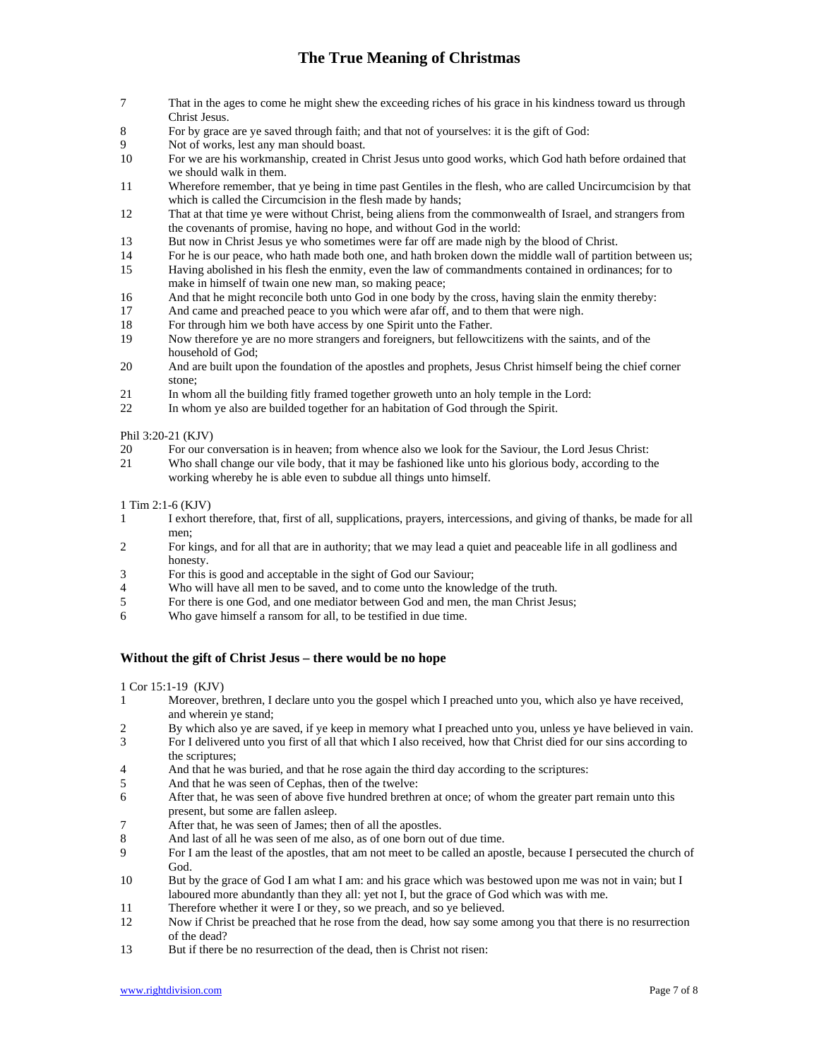7 That in the ages to come he might shew the exceeding riches of his grace in his kindness toward us through Christ Jesus.
8 For by grace are ye saved through faith; and that not of yourselves: it is the gift of God:
9 Not of works, lest any man should boast.
10 For we are his workmanship, created in Christ Jesus unto good works, which God hath before ordained that we should walk in them.
11 Wherefore remember, that ye being in time past Gentiles in the flesh, who are called Uncircumcision by that which is called the Circumcision in the flesh made by hands;
12 That at that time ye were without Christ, being aliens from the commonwealth of Israel, and strangers from the covenants of promise, having no hope, and without God in the world:
13 But now in Christ Jesus ye who sometimes were far off are made nigh by the blood of Christ.
14 For he is our peace, who hath made both one, and hath broken down the middle wall of partition between us;
15 Having abolished in his flesh the enmity, even the law of commandments contained in ordinances; for to make in himself of twain one new man, so making peace;
16 And that he might reconcile both unto God in one body by the cross, having slain the enmity thereby:
17 And came and preached peace to you which were afar off, and to them that were nigh.
18 For through him we both have access by one Spirit unto the Father.
19 Now therefore ye are no more strangers and foreigners, but fellowcitizens with the saints, and of the household of God;
20 And are built upon the foundation of the apostles and prophets, Jesus Christ himself being the chief corner stone;
21 In whom all the building fitly framed together groweth unto an holy temple in the Lord:
22 In whom ye also are builded together for an habitation of God through the Spirit.

Phil 3:20-21 (KJV)
20 For our conversation is in heaven; from whence also we look for the Saviour, the Lord Jesus Christ:
21 Who shall change our vile body, that it may be fashioned like unto his glorious body, according to the working whereby he is able even to subdue all things unto himself.

1 Tim 2:1-6 (KJV)
1 I exhort therefore, that, first of all, supplications, prayers, intercessions, and giving of thanks, be made for all men;
2 For kings, and for all that are in authority; that we may lead a quiet and peaceable life in all godliness and honesty.
3 For this is good and acceptable in the sight of God our Saviour;
4 Who will have all men to be saved, and to come unto the knowledge of the truth.
5 For there is one God, and one mediator between God and men, the man Christ Jesus;
6 Who gave himself a ransom for all, to be testified in due time.

**Without the gift of Christ Jesus – there would be no hope**

1 Cor 15:1-19 (KJV)
1 Moreover, brethren, I declare unto you the gospel which I preached unto you, which also ye have received, and wherein ye stand;
2 By which also ye are saved, if ye keep in memory what I preached unto you, unless ye have believed in vain.
3 For I delivered unto you first of all that which I also received, how that Christ died for our sins according to the scriptures;
4 And that he was buried, and that he rose again the third day according to the scriptures:
5 And that he was seen of Cephas, then of the twelve:
6 After that, he was seen of above five hundred brethren at once; of whom the greater part remain unto this present, but some are fallen asleep.
7 After that, he was seen of James; then of all the apostles.
8 And last of all he was seen of me also, as of one born out of due time.
9 For I am the least of the apostles, that am not meet to be called an apostle, because I persecuted the church of God.
10 But by the grace of God I am what I am: and his grace which was bestowed upon me was not in vain; but I laboured more abundantly than they all: yet not I, but the grace of God which was with me.
11 Therefore whether it were I or they, so we preach, and so ye believed.
12 Now if Christ be preached that he rose from the dead, how say some among you that there is no resurrection of the dead?
13 But if there be no resurrection of the dead, then is Christ not risen: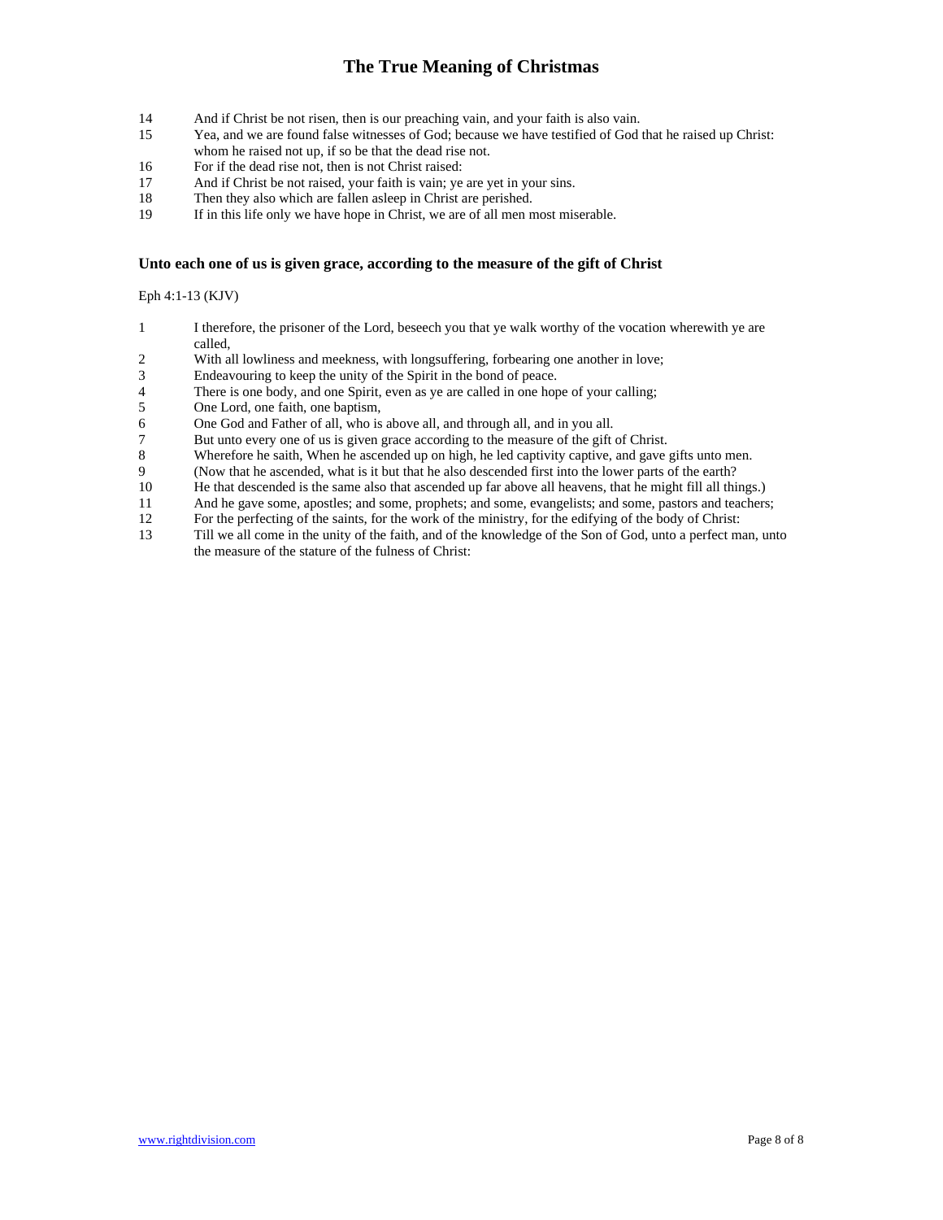14 And if Christ be not risen, then is our preaching vain, and your faith is also vain.
15 Yea, and we are found false witnesses of God; because we have testified of God that he raised up Christ: whom he raised not up, if so be that the dead rise not.
16 For if the dead rise not, then is not Christ raised:
17 And if Christ be not raised, your faith is vain; ye are yet in your sins.
18 Then they also which are fallen asleep in Christ are perished.
19 If in this life only we have hope in Christ, we are of all men most miserable.

### Unto each one of us is given grace, according to the measure of the gift of Christ

Eph 4:1-13 (KJV)

1 I therefore, the prisoner of the Lord, beseech you that ye walk worthy of the vocation wherewith ye are called,
2 With all lowliness and meekness, with longsuffering, forbearing one another in love;
3 Endeavouring to keep the unity of the Spirit in the bond of peace.
4 There is one body, and one Spirit, even as ye are called in one hope of your calling;
5 One Lord, one faith, one baptism,
6 One God and Father of all, who is above all, and through all, and in you all.
7 But unto every one of us is given grace according to the measure of the gift of Christ.
8 Wherefore he saith, When he ascended up on high, he led captivity captive, and gave gifts unto men.
9 (Now that he ascended, what is it but that he also descended first into the lower parts of the earth?
10 He that descended is the same also that ascended up far above all heavens, that he might fill all things.)
11 And he gave some, apostles; and some, prophets; and some, evangelists; and some, pastors and teachers;
12 For the perfecting of the saints, for the work of the ministry, for the edifying of the body of Christ:
13 Till we all come in the unity of the faith, and of the knowledge of the Son of God, unto a perfect man, unto the measure of the stature of the fulness of Christ: